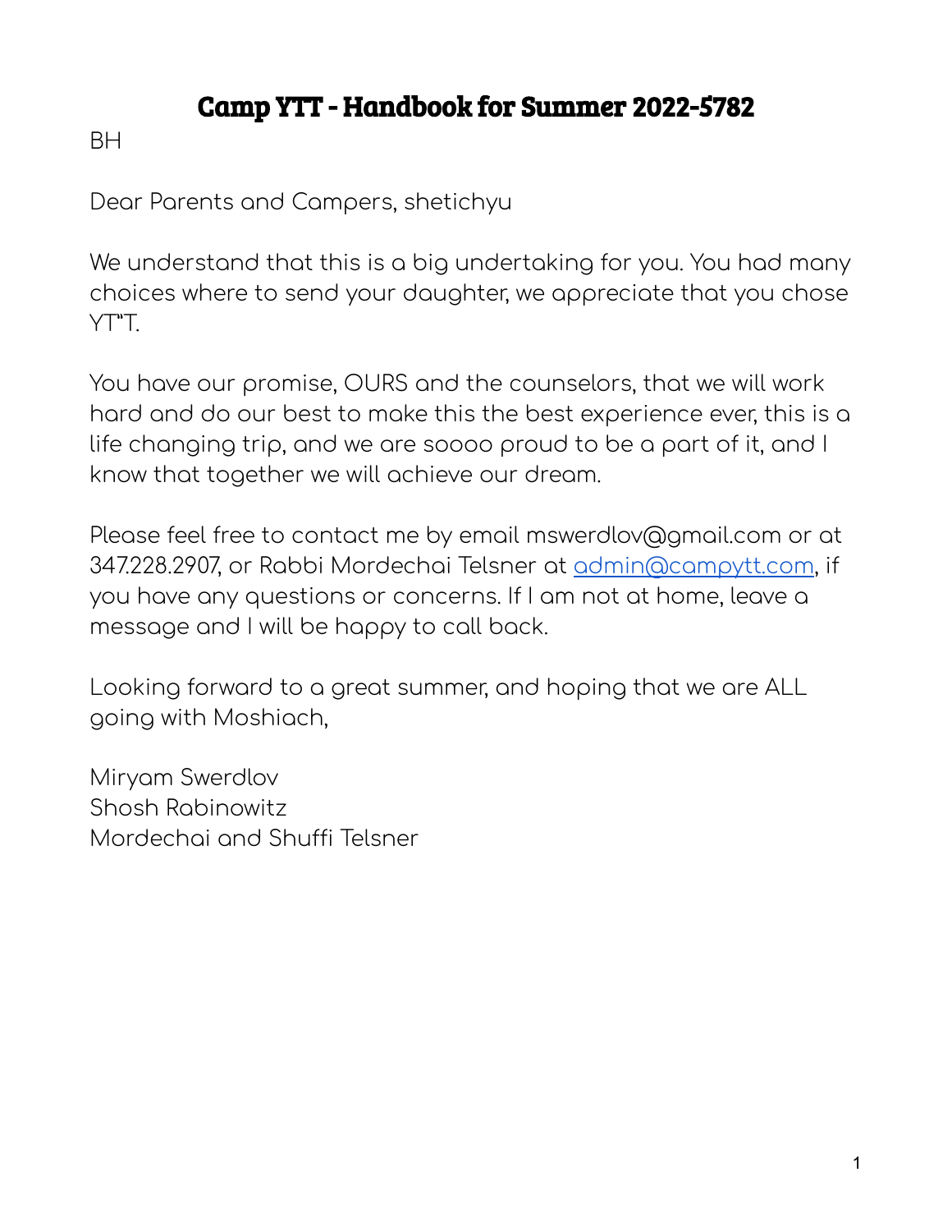# Camp YTT - Handbook for Summer 2022-5782

BH

Dear Parents and Campers, shetichyu

We understand that this is a big undertaking for you. You had many choices where to send your daughter, we appreciate that you chose YT"T.

You have our promise, OURS and the counselors, that we will work hard and do our best to make this the best experience ever, this is a life changing trip, and we are soooo proud to be a part of it, and I know that together we will achieve our dream.

Please feel free to contact me by email mswerdlov@gmail.com or at 347.228.2907, or Rabbi Mordechai Telsner at admin@campytt.com, if you have any questions or concerns. If I am not at home, leave a message and I will be happy to call back.

Looking forward to a great summer, and hoping that we are ALL going with Moshiach,

Miryam Swerdlov
Shosh Rabinowitz
Mordechai and Shuffi Telsner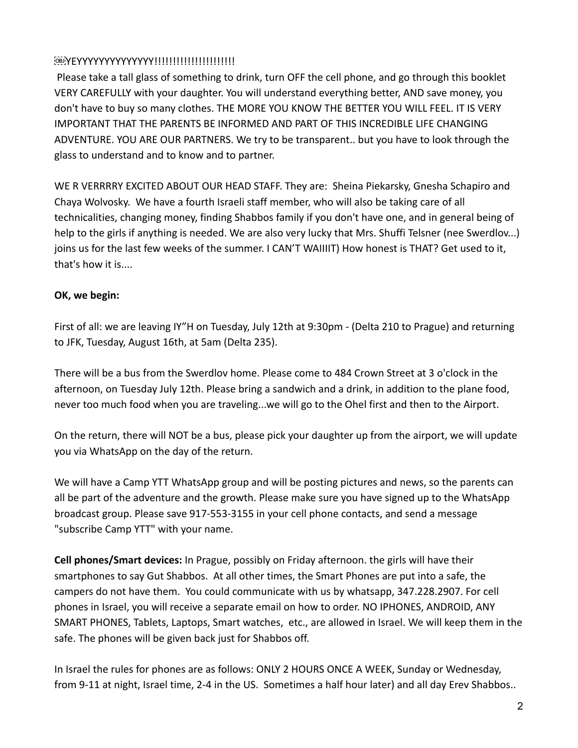YEYYYYYYYYYYYYYY!!!!!!!!!!!!!!!!!!!!!

Please take a tall glass of something to drink, turn OFF the cell phone, and go through this booklet VERY CAREFULLY with your daughter. You will understand everything better, AND save money, you don't have to buy so many clothes. THE MORE YOU KNOW THE BETTER YOU WILL FEEL. IT IS VERY IMPORTANT THAT THE PARENTS BE INFORMED AND PART OF THIS INCREDIBLE LIFE CHANGING ADVENTURE. YOU ARE OUR PARTNERS. We try to be transparent.. but you have to look through the glass to understand and to know and to partner.

WE R VERRRRY EXCITED ABOUT OUR HEAD STAFF. They are: Sheina Piekarsky, Gnesha Schapiro and Chaya Wolvosky. We have a fourth Israeli staff member, who will also be taking care of all technicalities, changing money, finding Shabbos family if you don't have one, and in general being of help to the girls if anything is needed. We are also very lucky that Mrs. Shuffi Telsner (nee Swerdlov...) joins us for the last few weeks of the summer. I CAN'T WAIIIIT) How honest is THAT? Get used to it, that's how it is....

**OK, we begin:**

First of all: we are leaving IY"H on Tuesday, July 12th at 9:30pm - (Delta 210 to Prague) and returning to JFK, Tuesday, August 16th, at 5am (Delta 235).

There will be a bus from the Swerdlov home. Please come to 484 Crown Street at 3 o'clock in the afternoon, on Tuesday July 12th. Please bring a sandwich and a drink, in addition to the plane food, never too much food when you are traveling...we will go to the Ohel first and then to the Airport.

On the return, there will NOT be a bus, please pick your daughter up from the airport, we will update you via WhatsApp on the day of the return.

We will have a Camp YTT WhatsApp group and will be posting pictures and news, so the parents can all be part of the adventure and the growth. Please make sure you have signed up to the WhatsApp broadcast group. Please save 917-553-3155 in your cell phone contacts, and send a message "subscribe Camp YTT" with your name.

**Cell phones/Smart devices:** In Prague, possibly on Friday afternoon. the girls will have their smartphones to say Gut Shabbos. At all other times, the Smart Phones are put into a safe, the campers do not have them. You could communicate with us by whatsapp, 347.228.2907. For cell phones in Israel, you will receive a separate email on how to order. NO IPHONES, ANDROID, ANY SMART PHONES, Tablets, Laptops, Smart watches, etc., are allowed in Israel. We will keep them in the safe. The phones will be given back just for Shabbos off.

In Israel the rules for phones are as follows: ONLY 2 HOURS ONCE A WEEK, Sunday or Wednesday, from 9-11 at night, Israel time, 2-4 in the US. Sometimes a half hour later) and all day Erev Shabbos..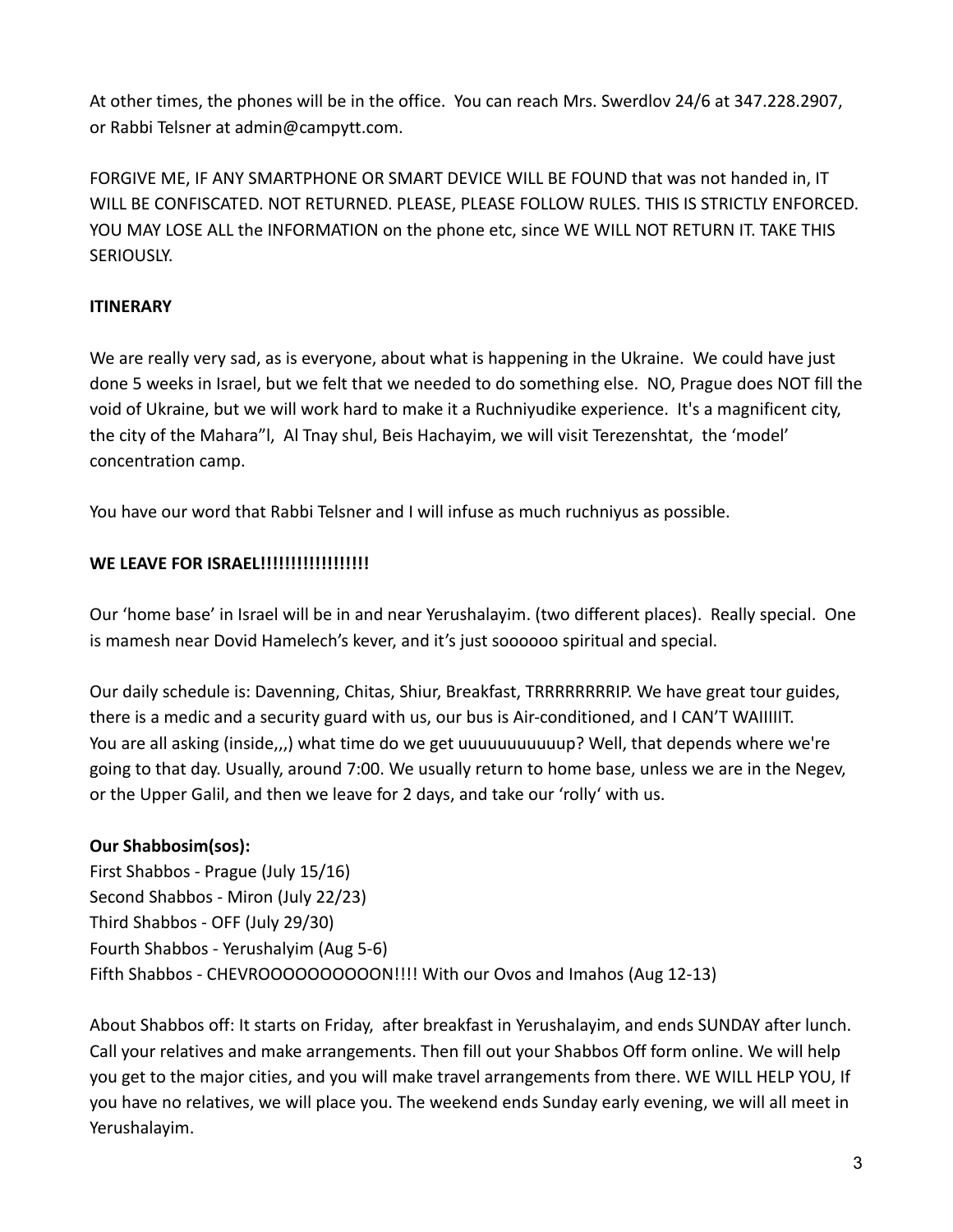At other times, the phones will be in the office. You can reach Mrs. Swerdlov 24/6 at 347.228.2907, or Rabbi Telsner at admin@campytt.com.

FORGIVE ME, IF ANY SMARTPHONE OR SMART DEVICE WILL BE FOUND that was not handed in, IT WILL BE CONFISCATED. NOT RETURNED. PLEASE, PLEASE FOLLOW RULES. THIS IS STRICTLY ENFORCED. YOU MAY LOSE ALL the INFORMATION on the phone etc, since WE WILL NOT RETURN IT. TAKE THIS SERIOUSLY.

**ITINERARY**

We are really very sad, as is everyone, about what is happening in the Ukraine. We could have just done 5 weeks in Israel, but we felt that we needed to do something else. NO, Prague does NOT fill the void of Ukraine, but we will work hard to make it a Ruchniyudike experience. It's a magnificent city, the city of the Mahara"l, Al Tnay shul, Beis Hachayim, we will visit Terezenshtat, the 'model' concentration camp.

You have our word that Rabbi Telsner and I will infuse as much ruchniyus as possible.

**WE LEAVE FOR ISRAEL!!!!!!!!!!!!!!!!!**

Our 'home base' in Israel will be in and near Yerushalayim. (two different places). Really special. One is mamesh near Dovid Hamelech's kever, and it's just soooooo spiritual and special.

Our daily schedule is: Davenning, Chitas, Shiur, Breakfast, TRRRRRRRRIP. We have great tour guides, there is a medic and a security guard with us, our bus is Air-conditioned, and I CAN'T WAIIIIIT. You are all asking (inside,,,) what time do we get uuuuuuuuuuup? Well, that depends where we're going to that day. Usually, around 7:00. We usually return to home base, unless we are in the Negev, or the Upper Galil, and then we leave for 2 days, and take our 'rolly' with us.

**Our Shabbosim(sos):**

First Shabbos - Prague (July 15/16)
Second Shabbos - Miron (July 22/23)
Third Shabbos - OFF (July 29/30)
Fourth Shabbos - Yerushalyim (Aug 5-6)
Fifth Shabbos - CHEVROOOOOOOOOON!!!! With our Ovos and Imahos (Aug 12-13)

About Shabbos off: It starts on Friday, after breakfast in Yerushalayim, and ends SUNDAY after lunch. Call your relatives and make arrangements. Then fill out your Shabbos Off form online. We will help you get to the major cities, and you will make travel arrangements from there. WE WILL HELP YOU, If you have no relatives, we will place you. The weekend ends Sunday early evening, we will all meet in Yerushalayim.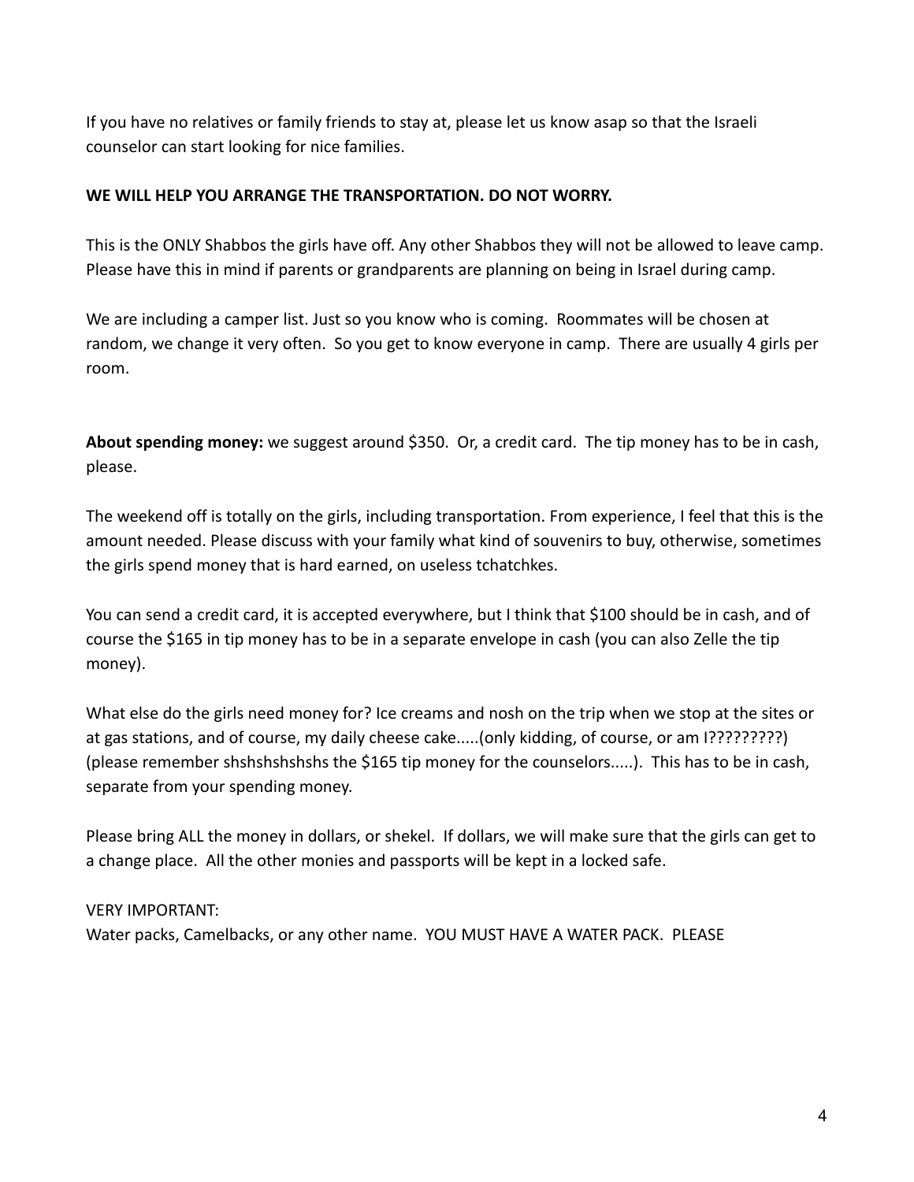If you have no relatives or family friends to stay at, please let us know asap so that the Israeli counselor can start looking for nice families.

**WE WILL HELP YOU ARRANGE THE TRANSPORTATION. DO NOT WORRY.**

This is the ONLY Shabbos the girls have off. Any other Shabbos they will not be allowed to leave camp. Please have this in mind if parents or grandparents are planning on being in Israel during camp.

We are including a camper list. Just so you know who is coming. Roommates will be chosen at random, we change it very often. So you get to know everyone in camp. There are usually 4 girls per room.

**About spending money:** we suggest around $350. Or, a credit card. The tip money has to be in cash, please.

The weekend off is totally on the girls, including transportation. From experience, I feel that this is the amount needed. Please discuss with your family what kind of souvenirs to buy, otherwise, sometimes the girls spend money that is hard earned, on useless tchatchkes.

You can send a credit card, it is accepted everywhere, but I think that $100 should be in cash, and of course the $165 in tip money has to be in a separate envelope in cash (you can also Zelle the tip money).

What else do the girls need money for? Ice creams and nosh on the trip when we stop at the sites or at gas stations, and of course, my daily cheese cake.....(only kidding, of course, or am I?????????) (please remember shshshshshshs the $165 tip money for the counselors.....). This has to be in cash, separate from your spending money.

Please bring ALL the money in dollars, or shekel. If dollars, we will make sure that the girls can get to a change place. All the other monies and passports will be kept in a locked safe.

VERY IMPORTANT:
Water packs, Camelbacks, or any other name. YOU MUST HAVE A WATER PACK. PLEASE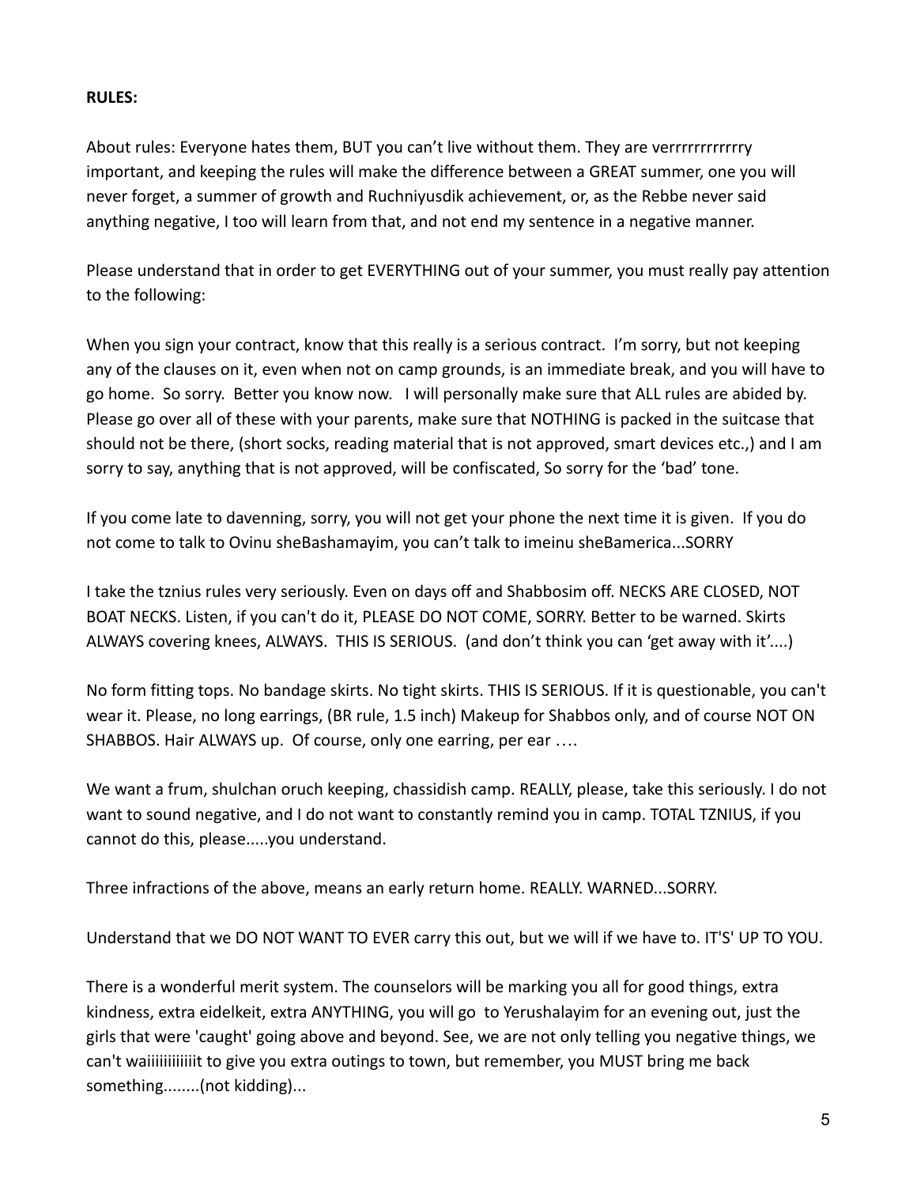**RULES:**

About rules: Everyone hates them, BUT you can't live without them. They are verrrrrrrrrrrry important, and keeping the rules will make the difference between a GREAT summer, one you will never forget, a summer of growth and Ruchniyusdik achievement, or, as the Rebbe never said anything negative, I too will learn from that, and not end my sentence in a negative manner.

Please understand that in order to get EVERYTHING out of your summer, you must really pay attention to the following:

When you sign your contract, know that this really is a serious contract. I'm sorry, but not keeping any of the clauses on it, even when not on camp grounds, is an immediate break, and you will have to go home. So sorry. Better you know now. I will personally make sure that ALL rules are abided by. Please go over all of these with your parents, make sure that NOTHING is packed in the suitcase that should not be there, (short socks, reading material that is not approved, smart devices etc.,) and I am sorry to say, anything that is not approved, will be confiscated, So sorry for the 'bad' tone.

If you come late to davenning, sorry, you will not get your phone the next time it is given. If you do not come to talk to Ovinu sheBashamayim, you can't talk to imeinu sheBamerica...SORRY

I take the tznius rules very seriously. Even on days off and Shabbosim off. NECKS ARE CLOSED, NOT BOAT NECKS. Listen, if you can't do it, PLEASE DO NOT COME, SORRY. Better to be warned. Skirts ALWAYS covering knees, ALWAYS. THIS IS SERIOUS. (and don't think you can 'get away with it'....)

No form fitting tops. No bandage skirts. No tight skirts. THIS IS SERIOUS. If it is questionable, you can't wear it. Please, no long earrings, (BR rule, 1.5 inch) Makeup for Shabbos only, and of course NOT ON SHABBOS. Hair ALWAYS up. Of course, only one earring, per ear ….

We want a frum, shulchan oruch keeping, chassidish camp. REALLY, please, take this seriously. I do not want to sound negative, and I do not want to constantly remind you in camp. TOTAL TZNIUS, if you cannot do this, please.....you understand.

Three infractions of the above, means an early return home. REALLY. WARNED...SORRY.

Understand that we DO NOT WANT TO EVER carry this out, but we will if we have to. IT'S' UP TO YOU.

There is a wonderful merit system. The counselors will be marking you all for good things, extra kindness, extra eidelkeit, extra ANYTHING, you will go to Yerushalayim for an evening out, just the girls that were 'caught' going above and beyond. See, we are not only telling you negative things, we can't waiiiiiiiiiiiit to give you extra outings to town, but remember, you MUST bring me back something........(not kidding)...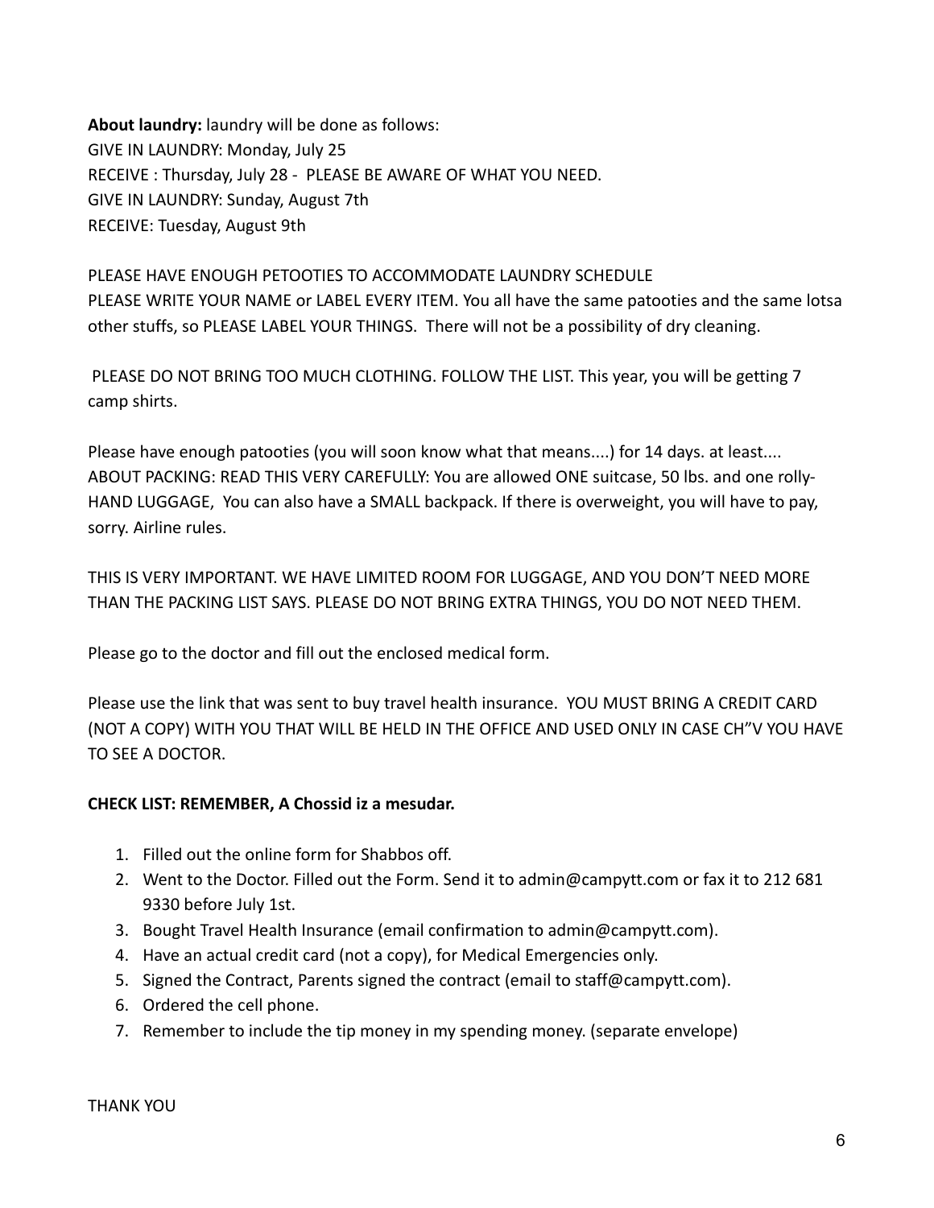**About laundry:** laundry will be done as follows:
GIVE IN LAUNDRY: Monday, July 25
RECEIVE : Thursday, July 28 - PLEASE BE AWARE OF WHAT YOU NEED.
GIVE IN LAUNDRY: Sunday, August 7th
RECEIVE: Tuesday, August 9th

PLEASE HAVE ENOUGH PETOOTIES TO ACCOMMODATE LAUNDRY SCHEDULE
PLEASE WRITE YOUR NAME or LABEL EVERY ITEM. You all have the same patooties and the same lotsa other stuffs, so PLEASE LABEL YOUR THINGS. There will not be a possibility of dry cleaning.

PLEASE DO NOT BRING TOO MUCH CLOTHING. FOLLOW THE LIST. This year, you will be getting 7 camp shirts.

Please have enough patooties (you will soon know what that means....) for 14 days. at least....
ABOUT PACKING: READ THIS VERY CAREFULLY: You are allowed ONE suitcase, 50 lbs. and one rolly-HAND LUGGAGE, You can also have a SMALL backpack. If there is overweight, you will have to pay, sorry. Airline rules.

THIS IS VERY IMPORTANT. WE HAVE LIMITED ROOM FOR LUGGAGE, AND YOU DON'T NEED MORE THAN THE PACKING LIST SAYS. PLEASE DO NOT BRING EXTRA THINGS, YOU DO NOT NEED THEM.

Please go to the doctor and fill out the enclosed medical form.

Please use the link that was sent to buy travel health insurance. YOU MUST BRING A CREDIT CARD (NOT A COPY) WITH YOU THAT WILL BE HELD IN THE OFFICE AND USED ONLY IN CASE CH"V YOU HAVE TO SEE A DOCTOR.

**CHECK LIST: REMEMBER, A Chossid iz a mesudar.**

1. Filled out the online form for Shabbos off.
2. Went to the Doctor. Filled out the Form. Send it to admin@campytt.com or fax it to 212 681 9330 before July 1st.
3. Bought Travel Health Insurance (email confirmation to admin@campytt.com).
4. Have an actual credit card (not a copy), for Medical Emergencies only.
5. Signed the Contract, Parents signed the contract (email to staff@campytt.com).
6. Ordered the cell phone.
7. Remember to include the tip money in my spending money. (separate envelope)

THANK YOU